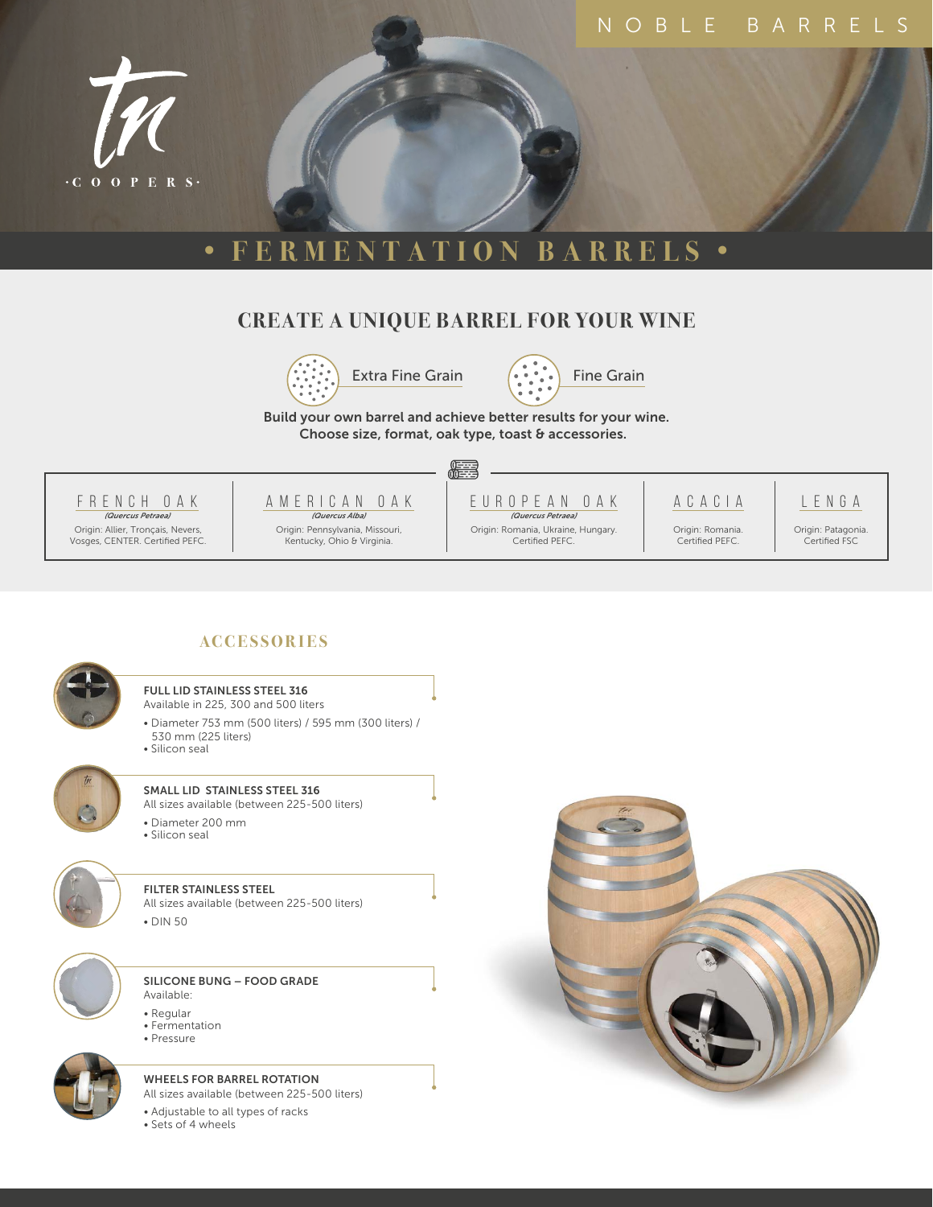TN COOPERS

NOBLE BARRELS

# • FERMENTATION BARRELS •

## CREATE A UNIQUE BARREL FOR YOUR WINE

Extra Fine Grain

Fine Grain

**Build your own barrel and achieve better results for your wine. Choose size, format, oak type, toast & accessories.**

| FRENCH OAK *(Quercus Petraea)* | AMERICAN OAK *(Quercus Alba)* | EUROPEAN OAK *(Quercus Petraea)* | ACACIA | LENGA |
|---|---|---|---|---|
| Origin: Allier, Tronçais, Nevers, Vosges, CENTER. Certified PEFC. | Origin: Pennsylvania, Missouri, Kentucky, Ohio & Virginia. | Origin: Romania, Ukraine, Hungary. Certified PEFC. | Origin: Romania. Certified PEFC. | Origin: Patagonia. Certified FSC |

## ACCESSORIES

**FULL LID STAINLESS STEEL 316**
Available in 225, 300 and 500 liters

- Diameter 753 mm (500 liters) / 595 mm (300 liters) / 530 mm (225 liters)
- Silicon seal

**SMALL LID STAINLESS STEEL 316**
All sizes available (between 225-500 liters)

- Diameter 200 mm
- Silicon seal

**FILTER STAINLESS STEEL**
All sizes available (between 225-500 liters)

- DIN 50

**SILICONE BUNG – FOOD GRADE**
Available:

- Regular
- Fermentation
- Pressure

**WHEELS FOR BARREL ROTATION**
All sizes available (between 225-500 liters)

- Adjustable to all types of racks
- Sets of 4 wheels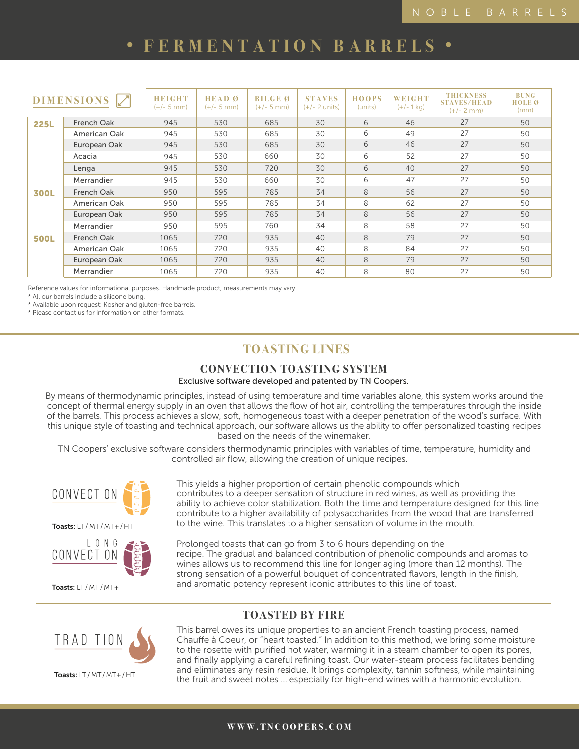# • FERMENTATION BARRELS •

| DIMENSIONS | | HEIGHT (+/- 5 mm) | HEAD Ø (+/- 5 mm) | BILGE Ø (+/- 5 mm) | STAVES (+/- 2 units) | HOOPS (units) | WEIGHT (+/- 1 kg) | THICKNESS STAVES/HEAD (+/- 2 mm) | BUNG HOLE Ø (mm) |
|---|---|---|---|---|---|---|---|---|---|
| **225L** | French Oak | 945 | 530 | 685 | 30 | 6 | 46 | 27 | 50 |
| | American Oak | 945 | 530 | 685 | 30 | 6 | 49 | 27 | 50 |
| | European Oak | 945 | 530 | 685 | 30 | 6 | 46 | 27 | 50 |
| | Acacia | 945 | 530 | 660 | 30 | 6 | 52 | 27 | 50 |
| | Lenga | 945 | 530 | 720 | 30 | 6 | 40 | 27 | 50 |
| | Merrandier | 945 | 530 | 660 | 30 | 6 | 47 | 27 | 50 |
| **300L** | French Oak | 950 | 595 | 785 | 34 | 8 | 56 | 27 | 50 |
| | American Oak | 950 | 595 | 785 | 34 | 8 | 62 | 27 | 50 |
| | European Oak | 950 | 595 | 785 | 34 | 8 | 56 | 27 | 50 |
| | Merrandier | 950 | 595 | 760 | 34 | 8 | 58 | 27 | 50 |
| **500L** | French Oak | 1065 | 720 | 935 | 40 | 8 | 79 | 27 | 50 |
| | American Oak | 1065 | 720 | 935 | 40 | 8 | 84 | 27 | 50 |
| | European Oak | 1065 | 720 | 935 | 40 | 8 | 79 | 27 | 50 |
| | Merrandier | 1065 | 720 | 935 | 40 | 8 | 80 | 27 | 50 |

Reference values for informational purposes. Handmade product, measurements may vary.

* All our barrels include a silicone bung.
* Available upon request: Kosher and gluten-free barrels.
* Please contact us for information on other formats.

## TOASTING LINES

### CONVECTION TOASTING SYSTEM

Exclusive software developed and patented by TN Coopers.

By means of thermodynamic principles, instead of using temperature and time variables alone, this system works around the concept of thermal energy supply in an oven that allows the flow of hot air, controlling the temperatures through the inside of the barrels. This process achieves a slow, soft, homogeneous toast with a deeper penetration of the wood's surface. With this unique style of toasting and technical approach, our software allows us the ability to offer personalized toasting recipes based on the needs of the winemaker.

TN Coopers' exclusive software considers thermodynamic principles with variables of time, temperature, humidity and controlled air flow, allowing the creation of unique recipes.

**CONVECTION**

**Toasts:** LT / MT / MT+ / HT

This yields a higher proportion of certain phenolic compounds which contributes to a deeper sensation of structure in red wines, as well as providing the ability to achieve color stabilization. Both the time and temperature designed for this line contribute to a higher availability of polysaccharides from the wood that are transferred to the wine. This translates to a higher sensation of volume in the mouth.

**LONG CONVECTION**

**Toasts:** LT / MT / MT+

Prolonged toasts that can go from 3 to 6 hours depending on the recipe. The gradual and balanced contribution of phenolic compounds and aromas to wines allows us to recommend this line for longer aging (more than 12 months). The strong sensation of a powerful bouquet of concentrated flavors, length in the finish, and aromatic potency represent iconic attributes to this line of toast.

### TOASTED BY FIRE

**TRADITION**

**Toasts:** LT / MT / MT+ / HT

This barrel owes its unique properties to an ancient French toasting process, named Chauffe à Coeur, or "heart toasted." In addition to this method, we bring some moisture to the rosette with purified hot water, warming it in a steam chamber to open its pores, and finally applying a careful refining toast. Our water-steam process facilitates bending and eliminates any resin residue. It brings complexity, tannin softness, while maintaining the fruit and sweet notes ... especially for high-end wines with a harmonic evolution.